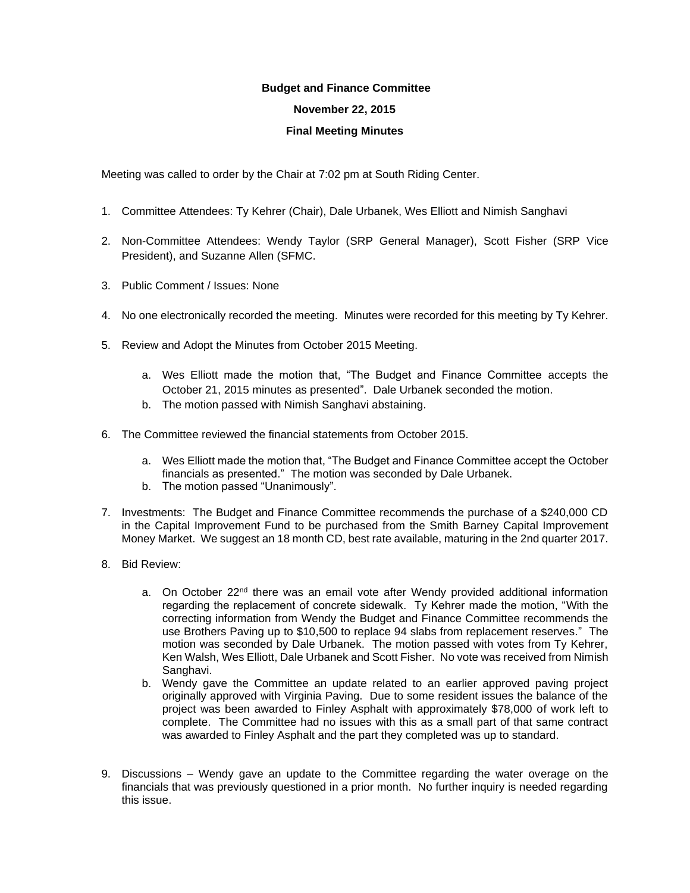**Budget and Finance Committee**

**November 22, 2015**

**Final Meeting Minutes**

Meeting was called to order by the Chair at 7:02 pm at South Riding Center.

1. Committee Attendees: Ty Kehrer (Chair), Dale Urbanek, Wes Elliott and Nimish Sanghavi
2. Non-Committee Attendees: Wendy Taylor (SRP General Manager), Scott Fisher (SRP Vice President), and Suzanne Allen (SFMC.
3. Public Comment / Issues: None
4. No one electronically recorded the meeting. Minutes were recorded for this meeting by Ty Kehrer.
5. Review and Adopt the Minutes from October 2015 Meeting.
   a. Wes Elliott made the motion that, "The Budget and Finance Committee accepts the October 21, 2015 minutes as presented". Dale Urbanek seconded the motion.
   b. The motion passed with Nimish Sanghavi abstaining.
6. The Committee reviewed the financial statements from October 2015.
   a. Wes Elliott made the motion that, "The Budget and Finance Committee accept the October financials as presented." The motion was seconded by Dale Urbanek.
   b. The motion passed "Unanimously".
7. Investments: The Budget and Finance Committee recommends the purchase of a $240,000 CD in the Capital Improvement Fund to be purchased from the Smith Barney Capital Improvement Money Market. We suggest an 18 month CD, best rate available, maturing in the 2nd quarter 2017.
8. Bid Review:
   a. On October 22nd there was an email vote after Wendy provided additional information regarding the replacement of concrete sidewalk. Ty Kehrer made the motion, "With the correcting information from Wendy the Budget and Finance Committee recommends the use Brothers Paving up to $10,500 to replace 94 slabs from replacement reserves." The motion was seconded by Dale Urbanek. The motion passed with votes from Ty Kehrer, Ken Walsh, Wes Elliott, Dale Urbanek and Scott Fisher. No vote was received from Nimish Sanghavi.
   b. Wendy gave the Committee an update related to an earlier approved paving project originally approved with Virginia Paving. Due to some resident issues the balance of the project was been awarded to Finley Asphalt with approximately $78,000 of work left to complete. The Committee had no issues with this as a small part of that same contract was awarded to Finley Asphalt and the part they completed was up to standard.
9. Discussions – Wendy gave an update to the Committee regarding the water overage on the financials that was previously questioned in a prior month. No further inquiry is needed regarding this issue.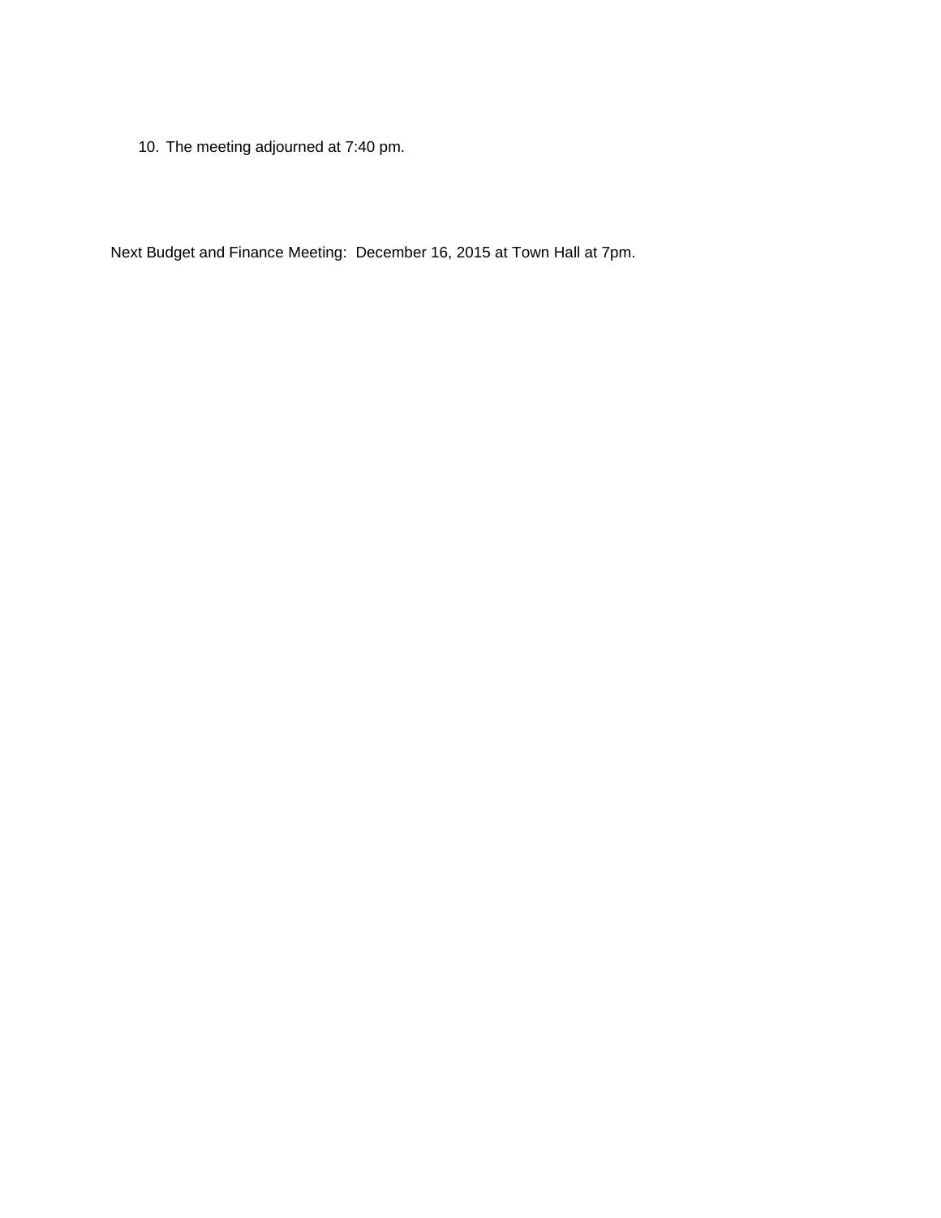10. The meeting adjourned at 7:40 pm.

Next Budget and Finance Meeting: December 16, 2015 at Town Hall at 7pm.